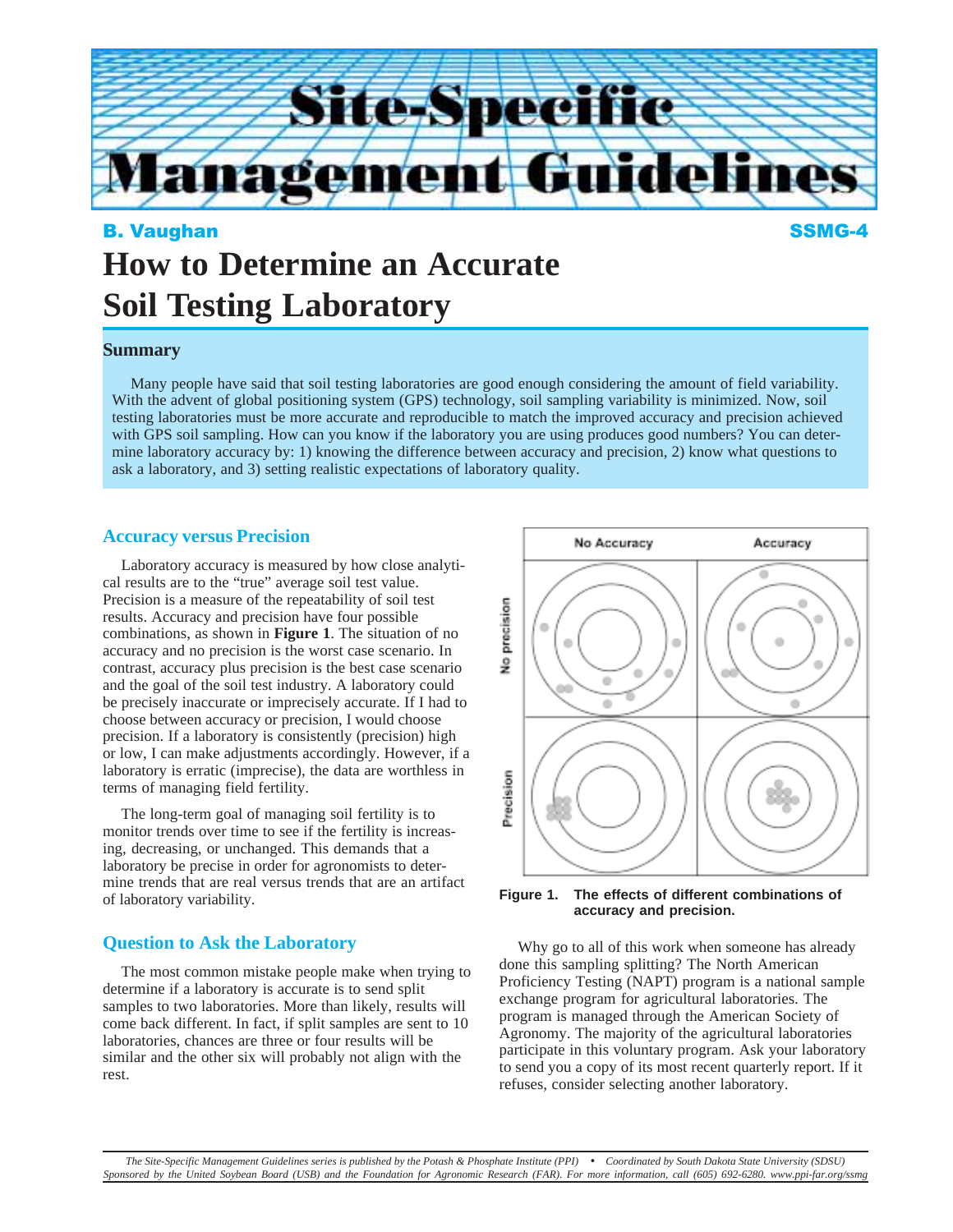# Site-Specific Management Guidelines

**B. Vaughan** **SSMG-4**

# How to Determine an Accurate Soil Testing Laboratory

## Summary

Many people have said that soil testing laboratories are good enough considering the amount of field variability. With the advent of global positioning system (GPS) technology, soil sampling variability is minimized. Now, soil testing laboratories must be more accurate and reproducible to match the improved accuracy and precision achieved with GPS soil sampling. How can you know if the laboratory you are using produces good numbers? You can determine laboratory accuracy by: 1) knowing the difference between accuracy and precision, 2) know what questions to ask a laboratory, and 3) setting realistic expectations of laboratory quality.

## Accuracy versus Precision

Laboratory accuracy is measured by how close analytical results are to the "true" average soil test value. Precision is a measure of the repeatability of soil test results. Accuracy and precision have four possible combinations, as shown in **Figure 1**. The situation of no accuracy and no precision is the worst case scenario. In contrast, accuracy plus precision is the best case scenario and the goal of the soil test industry. A laboratory could be precisely inaccurate or imprecisely accurate. If I had to choose between accuracy or precision, I would choose precision. If a laboratory is consistently (precision) high or low, I can make adjustments accordingly. However, if a laboratory is erratic (imprecise), the data are worthless in terms of managing field fertility.

The long-term goal of managing soil fertility is to monitor trends over time to see if the fertility is increasing, decreasing, or unchanged. This demands that a laboratory be precise in order for agronomists to determine trends that are real versus trends that are an artifact of laboratory variability.

**Figure 1. The effects of different combinations of accuracy and precision.**

## Question to Ask the Laboratory

The most common mistake people make when trying to determine if a laboratory is accurate is to send split samples to two laboratories. More than likely, results will come back different. In fact, if split samples are sent to 10 laboratories, chances are three or four results will be similar and the other six will probably not align with the rest.

Why go to all of this work when someone has already done this sampling splitting? The North American Proficiency Testing (NAPT) program is a national sample exchange program for agricultural laboratories. The program is managed through the American Society of Agronomy. The majority of the agricultural laboratories participate in this voluntary program. Ask your laboratory to send you a copy of its most recent quarterly report. If it refuses, consider selecting another laboratory.

*The Site-Specific Management Guidelines series is published by the Potash & Phosphate Institute (PPI) • Coordinated by South Dakota State University (SDSU) Sponsored by the United Soybean Board (USB) and the Foundation for Agronomic Research (FAR). For more information, call (605) 692-6280. www.ppi-far.org/ssmg*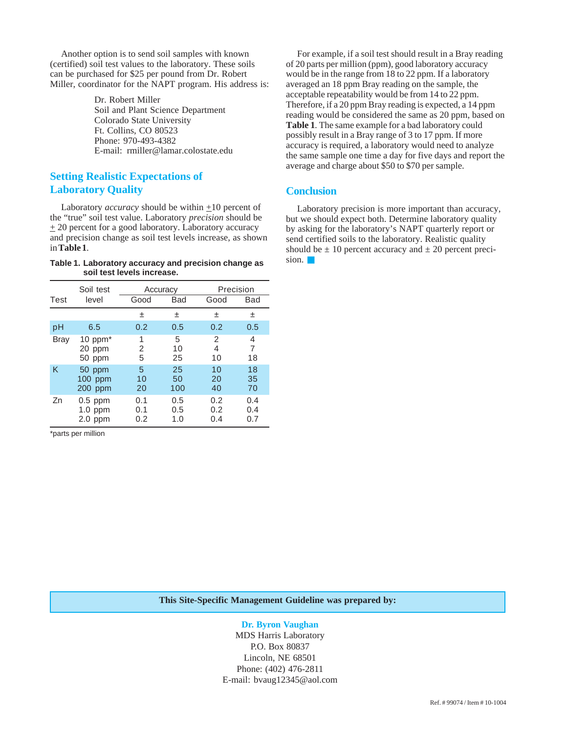Another option is to send soil samples with known (certified) soil test values to the laboratory. These soils can be purchased for $25 per pound from Dr. Robert Miller, coordinator for the NAPT program. His address is:

Dr. Robert Miller
Soil and Plant Science Department
Colorado State University
Ft. Collins, CO 80523
Phone: 970-493-4382
E-mail: rmiller@lamar.colostate.edu

## Setting Realistic Expectations of Laboratory Quality

Laboratory *accuracy* should be within ±10 percent of the "true" soil test value. Laboratory *precision* should be ± 20 percent for a good laboratory. Laboratory accuracy and precision change as soil test levels increase, as shown in **Table 1**.

**Table 1. Laboratory accuracy and precision change as soil test levels increase.**

| Test | Soil test level | Accuracy | | Precision | |
|---|---|---|---|---|---|
| | | Good | Bad | Good | Bad |
| | | ± | ± | ± | ± |
| pH | 6.5 | 0.2 | 0.5 | 0.2 | 0.5 |
| Bray | 10 ppm* | 1 | 5 | 2 | 4 |
| | 20 ppm | 2 | 10 | 4 | 7 |
| | 50 ppm | 5 | 25 | 10 | 18 |
| K | 50 ppm | 5 | 25 | 10 | 18 |
| | 100 ppm | 10 | 50 | 20 | 35 |
| | 200 ppm | 20 | 100 | 40 | 70 |
| Zn | 0.5 ppm | 0.1 | 0.5 | 0.2 | 0.4 |
| | 1.0 ppm | 0.1 | 0.5 | 0.2 | 0.4 |
| | 2.0 ppm | 0.2 | 1.0 | 0.4 | 0.7 |

*parts per million

For example, if a soil test should result in a Bray reading of 20 parts per million (ppm), good laboratory accuracy would be in the range from 18 to 22 ppm. If a laboratory averaged an 18 ppm Bray reading on the sample, the acceptable repeatability would be from 14 to 22 ppm. Therefore, if a 20 ppm Bray reading is expected, a 14 ppm reading would be considered the same as 20 ppm, based on **Table 1**. The same example for a bad laboratory could possibly result in a Bray range of 3 to 17 ppm. If more accuracy is required, a laboratory would need to analyze the same sample one time a day for five days and report the average and charge about $50 to $70 per sample.

## Conclusion

Laboratory precision is more important than accuracy, but we should expect both. Determine laboratory quality by asking for the laboratory's NAPT quarterly report or send certified soils to the laboratory. Realistic quality should be ± 10 percent accuracy and ± 20 percent precision.

**This Site-Specific Management Guideline was prepared by:**

**Dr. Byron Vaughan**
MDS Harris Laboratory
P.O. Box 80837
Lincoln, NE 68501
Phone: (402) 476-2811
E-mail: bvaug12345@aol.com

Ref. # 99074 / Item # 10-1004